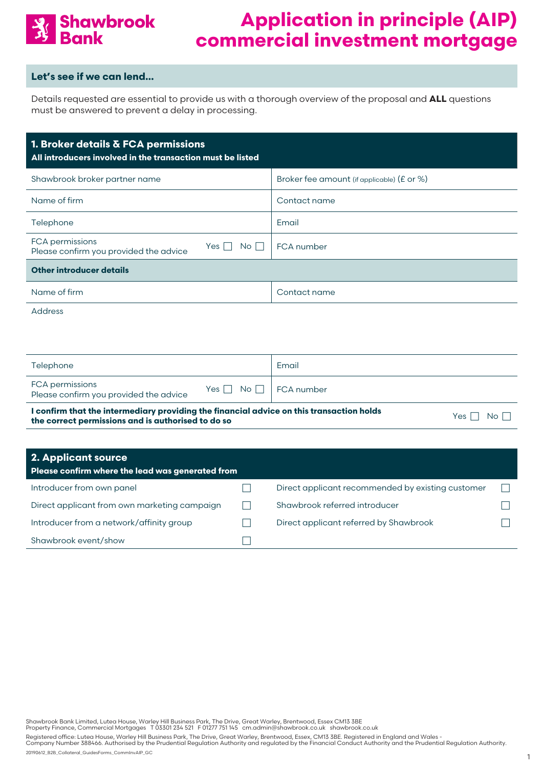# Shawbrook Bank

# Application in principle (AIP) commercial investment mortgage

## Let's see if we can lend...

Details requested are essential to provide us with a thorough overview of the proposal and **ALL** questions must be answered to prevent a delay in processing.

## 1. Broker details & FCA permissions

**All introducers involved in the transaction must be listed**

| | |
|---|---|
| Shawbrook broker partner name | Broker fee amount (if applicable) (£ or %) |
| Name of firm | Contact name |
| Telephone | Email |
| FCA permissions<br>Please confirm you provided the advice Yes ☐ No ☐ | FCA number |

**Other introducer details**

| | |
|---|---|
| Name of firm | Contact name |

Address

| | |
|---|---|
| Telephone | Email |
| FCA permissions<br>Please confirm you provided the advice Yes ☐ No ☐ | FCA number |

**I confirm that the intermediary providing the financial advice on this transaction holds the correct permissions and is authorised to do so** Yes ☐ No ☐

## 2. Applicant source

**Please confirm where the lead was generated from**

| | | | |
|---|---|---|---|
| Introducer from own panel | ☐ | Direct applicant recommended by existing customer | ☐ |
| Direct applicant from own marketing campaign | ☐ | Shawbrook referred introducer | ☐ |
| Introducer from a network/affinity group | ☐ | Direct applicant referred by Shawbrook | ☐ |
| Shawbrook event/show | ☐ | | |

Shawbrook Bank Limited, Lutea House, Warley Hill Business Park, The Drive, Great Warley, Brentwood, Essex CM13 3BE
Property Finance, Commercial Mortgages T 03301 234 521 F 01277 751 145 cm.admin@shawbrook.co.uk shawbrook.co.uk

Registered office: Lutea House, Warley Hill Business Park, The Drive, Great Warley, Brentwood, Essex, CM13 3BE. Registered in England and Wales - Company Number 388466. Authorised by the Prudential Regulation Authority and regulated by the Financial Conduct Authority and the Prudential Regulation Authority.

20190612_B2B_Collateral_GuidesForms_CommInvAIP_GC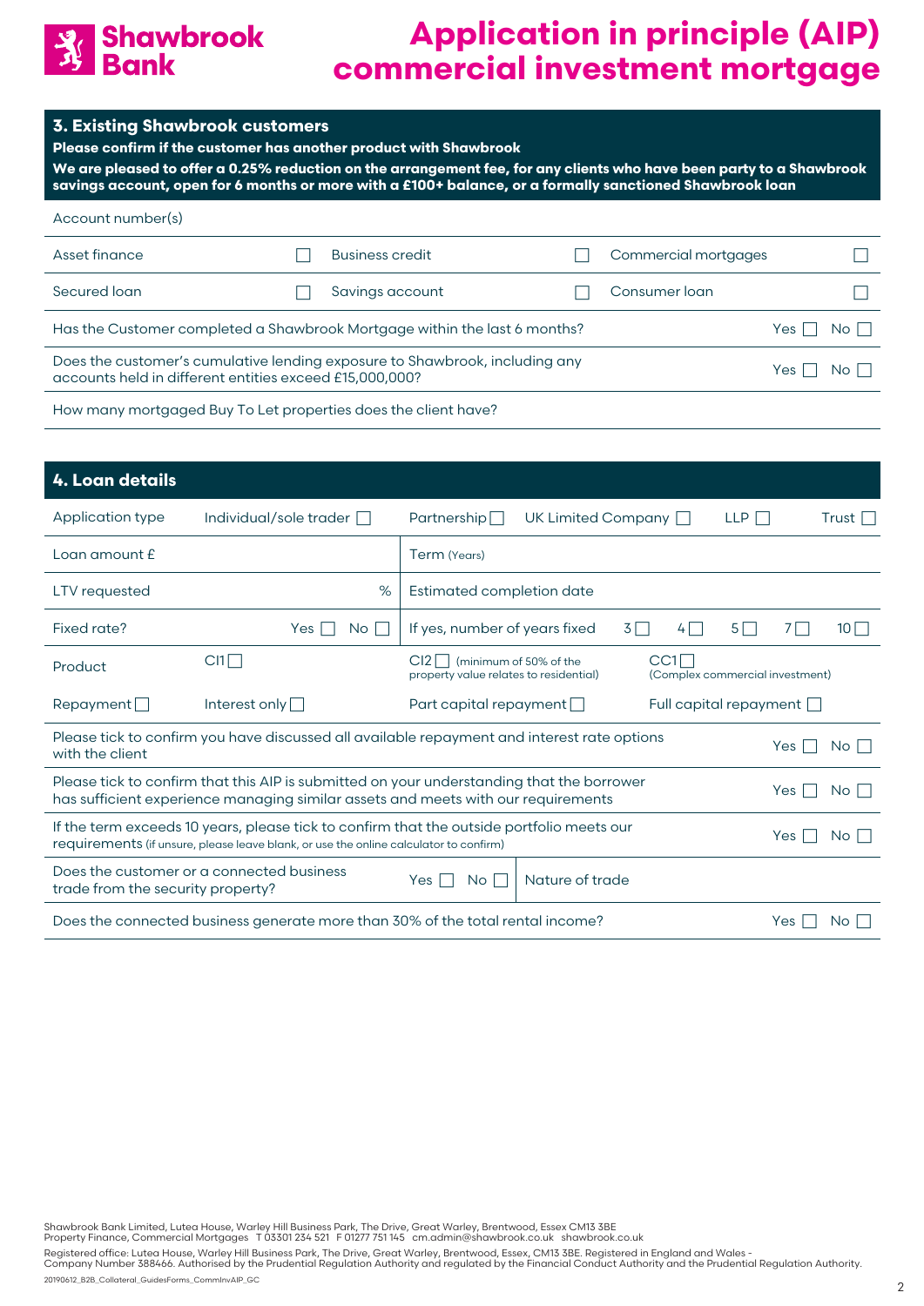# Shawbrook Bank

# Application in principle (AIP) commercial investment mortgage

## 3. Existing Shawbrook customers

**Please confirm if the customer has another product with Shawbrook**

**We are pleased to offer a 0.25% reduction on the arrangement fee, for any clients who have been party to a Shawbrook savings account, open for 6 months or more with a £100+ balance, or a formally sanctioned Shawbrook loan**

Account number(s)

| | | | | | |
|---|---|---|---|---|---|
| Asset finance | ☐ | Business credit | ☐ | Commercial mortgages | ☐ |
| Secured loan | ☐ | Savings account | ☐ | Consumer loan | ☐ |

Has the Customer completed a Shawbrook Mortgage within the last 6 months? Yes ☐ No ☐

Does the customer's cumulative lending exposure to Shawbrook, including any accounts held in different entities exceed £15,000,000? Yes ☐ No ☐

How many mortgaged Buy To Let properties does the client have?

## 4. Loan details

Application type: Individual/sole trader ☐ Partnership ☐ UK Limited Company ☐ LLP ☐ Trust ☐

| | |
|---|---|
| Loan amount £ | Term (Years) |
| LTV requested % | Estimated completion date |
| Fixed rate? Yes ☐ No ☐ | If yes, number of years fixed 3 ☐ 4 ☐ 5 ☐ 7 ☐ 10 ☐ |

Product: CI1 ☐ CI2 ☐ (minimum of 50% of the property value relates to residential) CC1 ☐ (Complex commercial investment)

Repayment ☐ Interest only ☐ Part capital repayment ☐ Full capital repayment ☐

Please tick to confirm you have discussed all available repayment and interest rate options with the client Yes ☐ No ☐

Please tick to confirm that this AIP is submitted on your understanding that the borrower has sufficient experience managing similar assets and meets with our requirements Yes ☐ No ☐

If the term exceeds 10 years, please tick to confirm that the outside portfolio meets our requirements (if unsure, please leave blank, or use the online calculator to confirm) Yes ☐ No ☐

Does the customer or a connected business trade from the security property? Yes ☐ No ☐ Nature of trade

Does the connected business generate more than 30% of the total rental income? Yes ☐ No ☐

Shawbrook Bank Limited, Lutea House, Warley Hill Business Park, The Drive, Great Warley, Brentwood, Essex CM13 3BE
Property Finance, Commercial Mortgages T 03301 234 521 F 01277 751 145 cm.admin@shawbrook.co.uk shawbrook.co.uk

Registered office: Lutea House, Warley Hill Business Park, The Drive, Great Warley, Brentwood, Essex, CM13 3BE. Registered in England and Wales - Company Number 388466. Authorised by the Prudential Regulation Authority and regulated by the Financial Conduct Authority and the Prudential Regulation Authority.

20190612_B2B_Collateral_GuidesForms_CommInvAIP_GC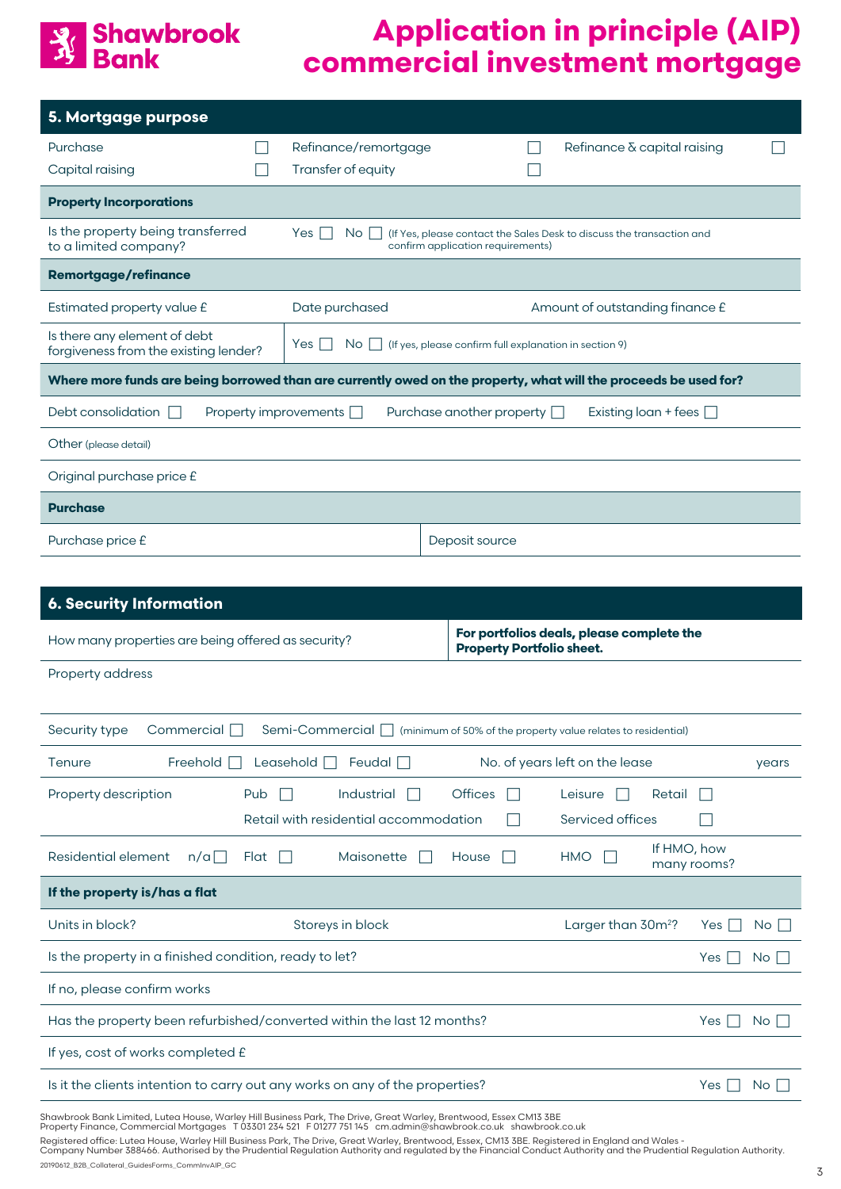# Shawbrook Bank

# Application in principle (AIP) commercial investment mortgage

## 5. Mortgage purpose

| | | | | | |
|---|---|---|---|---|---|
| Purchase | ☐ | Refinance/remortgage | ☐ | Refinance & capital raising | ☐ |
| Capital raising | ☐ | Transfer of equity | ☐ | | |

### Property Incorporations

| | |
|---|---|
| Is the property being transferred to a limited company? | Yes ☐ No ☐ (If Yes, please contact the Sales Desk to discuss the transaction and confirm application requirements) |

### Remortgage/refinance

| | | |
|---|---|---|
| Estimated property value £ | Date purchased | Amount of outstanding finance £ |

| | |
|---|---|
| Is there any element of debt forgiveness from the existing lender? | Yes ☐ No ☐ (If yes, please confirm full explanation in section 9) |

**Where more funds are being borrowed than are currently owed on the property, what will the proceeds be used for?**

Debt consolidation ☐ Property improvements ☐ Purchase another property ☐ Existing loan + fees ☐

Other (please detail)

Original purchase price £

### Purchase

| | |
|---|---|
| Purchase price £ | Deposit source |

## 6. Security Information

| | |
|---|---|
| How many properties are being offered as security? | **For portfolios deals, please complete the Property Portfolio sheet.** |

Property address

Security type Commercial ☐ Semi-Commercial ☐ (minimum of 50% of the property value relates to residential)

Tenure Freehold ☐ Leasehold ☐ Feudal ☐ No. of years left on the lease years

Property description Pub ☐ Industrial ☐ Offices ☐ Leisure ☐ Retail ☐ Retail with residential accommodation ☐ Serviced offices ☐

Residential element n/a ☐ Flat ☐ Maisonette ☐ House ☐ HMO ☐ If HMO, how many rooms?

### If the property is/has a flat

| | | | |
|---|---|---|---|
| Units in block? | Storeys in block | Larger than 30m²? | Yes ☐ No ☐ |

| | |
|---|---|
| Is the property in a finished condition, ready to let? | Yes ☐ No ☐ |
| If no, please confirm works | |
| Has the property been refurbished/converted within the last 12 months? | Yes ☐ No ☐ |
| If yes, cost of works completed £ | |
| Is it the clients intention to carry out any works on any of the properties? | Yes ☐ No ☐ |

Shawbrook Bank Limited, Lutea House, Warley Hill Business Park, The Drive, Great Warley, Brentwood, Essex CM13 3BE
Property Finance, Commercial Mortgages T 03301 234 521 F 01277 751 145 cm.admin@shawbrook.co.uk shawbrook.co.uk

Registered office: Lutea House, Warley Hill Business Park, The Drive, Great Warley, Brentwood, Essex, CM13 3BE. Registered in England and Wales - Company Number 388466. Authorised by the Prudential Regulation Authority and regulated by the Financial Conduct Authority and the Prudential Regulation Authority.

20190612_B2B_Collateral_GuidesForms_CommInvAIP_GC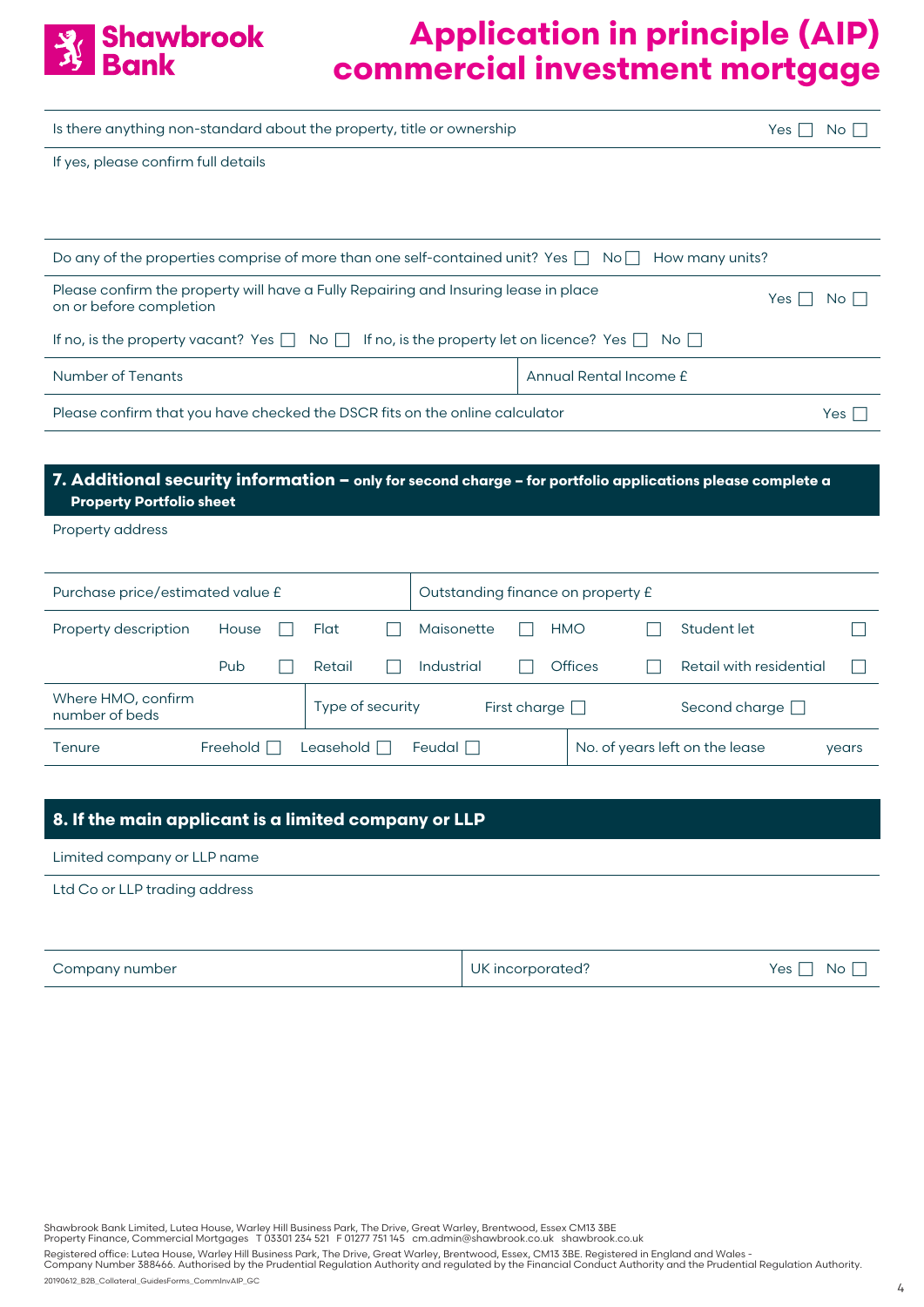# Shawbrook Bank

# Application in principle (AIP) commercial investment mortgage

| | |
|---|---|
| Is there anything non-standard about the property, title or ownership | Yes ☐ No ☐ |
| If yes, please confirm full details | |

| | |
|---|---|
| Do any of the properties comprise of more than one self-contained unit? Yes ☐ No ☐ | How many units? |
| Please confirm the property will have a Fully Repairing and Insuring lease in place on or before completion | Yes ☐ No ☐ |
| If no, is the property vacant? Yes ☐ No ☐ | If no, is the property let on licence? Yes ☐ No ☐ |
| Number of Tenants | Annual Rental Income £ |
| Please confirm that you have checked the DSCR fits on the online calculator | Yes ☐ |

## 7. Additional security information – only for second charge – for portfolio applications please complete a Property Portfolio sheet

Property address

| | | | | | | | | | | |
|---|---|---|---|---|---|---|---|---|---|---|
| Purchase price/estimated value £ | | | | | Outstanding finance on property £ | | | | | |
| Property description | House | ☐ | Flat | ☐ | Maisonette | ☐ | HMO | ☐ | Student let | ☐ |
| | Pub | ☐ | Retail | ☐ | Industrial | ☐ | Offices | ☐ | Retail with residential | ☐ |
| Where HMO, confirm number of beds | | | Type of security | | | First charge ☐ | | | Second charge ☐ | |
| Tenure | Freehold ☐ | | Leasehold ☐ | | Feudal ☐ | | No. of years left on the lease | | | years |

## 8. If the main applicant is a limited company or LLP

| | |
|---|---|
| Limited company or LLP name | |
| Ltd Co or LLP trading address | |
| Company number | UK incorporated? Yes ☐ No ☐ |

Shawbrook Bank Limited, Lutea House, Warley Hill Business Park, The Drive, Great Warley, Brentwood, Essex CM13 3BE
Property Finance, Commercial Mortgages T 03301 234 521 F 01277 751 145 cm.admin@shawbrook.co.uk shawbrook.co.uk

Registered office: Lutea House, Warley Hill Business Park, The Drive, Great Warley, Brentwood, Essex, CM13 3BE. Registered in England and Wales - Company Number 388466. Authorised by the Prudential Regulation Authority and regulated by the Financial Conduct Authority and the Prudential Regulation Authority.

20190612_B2B_Collateral_GuidesForms_CommInvAIP_GC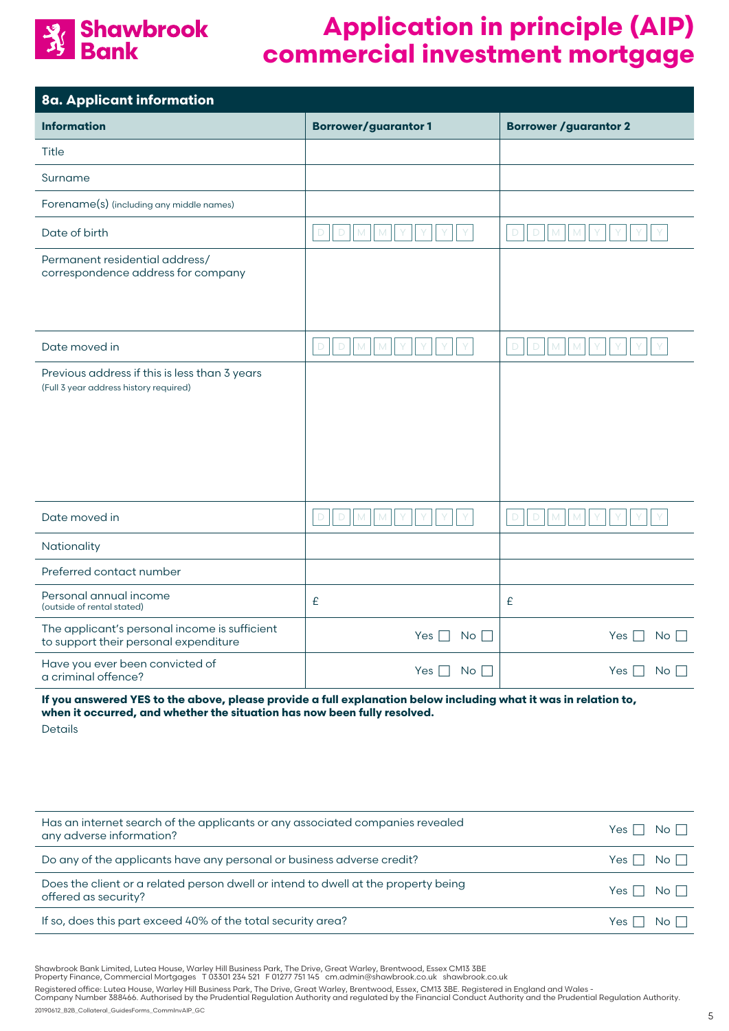# Application in principle (AIP) commercial investment mortgage

## 8a. Applicant information

| Information | Borrower/guarantor 1 | Borrower /guarantor 2 |
|---|---|---|
| Title | | |
| Surname | | |
| Forename(s) (including any middle names) | | |
| Date of birth | D D M M Y Y Y Y | D D M M Y Y Y Y |
| Permanent residential address/ correspondence address for company | | |
| Date moved in | D D M M Y Y Y Y | D D M M Y Y Y Y |
| Previous address if this is less than 3 years (Full 3 year address history required) | | |
| Date moved in | D D M M Y Y Y Y | D D M M Y Y Y Y |
| Nationality | | |
| Preferred contact number | | |
| Personal annual income (outside of rental stated) | £ | £ |
| The applicant's personal income is sufficient to support their personal expenditure | Yes ☐ No ☐ | Yes ☐ No ☐ |
| Have you ever been convicted of a criminal offence? | Yes ☐ No ☐ | Yes ☐ No ☐ |

**If you answered YES to the above, please provide a full explanation below including what it was in relation to, when it occurred, and whether the situation has now been fully resolved.**

Details

| | |
|---|---|
| Has an internet search of the applicants or any associated companies revealed any adverse information? | Yes ☐ No ☐ |
| Do any of the applicants have any personal or business adverse credit? | Yes ☐ No ☐ |
| Does the client or a related person dwell or intend to dwell at the property being offered as security? | Yes ☐ No ☐ |
| If so, does this part exceed 40% of the total security area? | Yes ☐ No ☐ |

Shawbrook Bank Limited, Lutea House, Warley Hill Business Park, The Drive, Great Warley, Brentwood, Essex CM13 3BE
Property Finance, Commercial Mortgages T 03301 234 521 F 01277 751 145 cm.admin@shawbrook.co.uk shawbrook.co.uk

Registered office: Lutea House, Warley Hill Business Park, The Drive, Great Warley, Brentwood, Essex, CM13 3BE. Registered in England and Wales - Company Number 388466. Authorised by the Prudential Regulation Authority and regulated by the Financial Conduct Authority and the Prudential Regulation Authority.

20190612_B2B_Collateral_GuidesForms_CommInvAIP_GC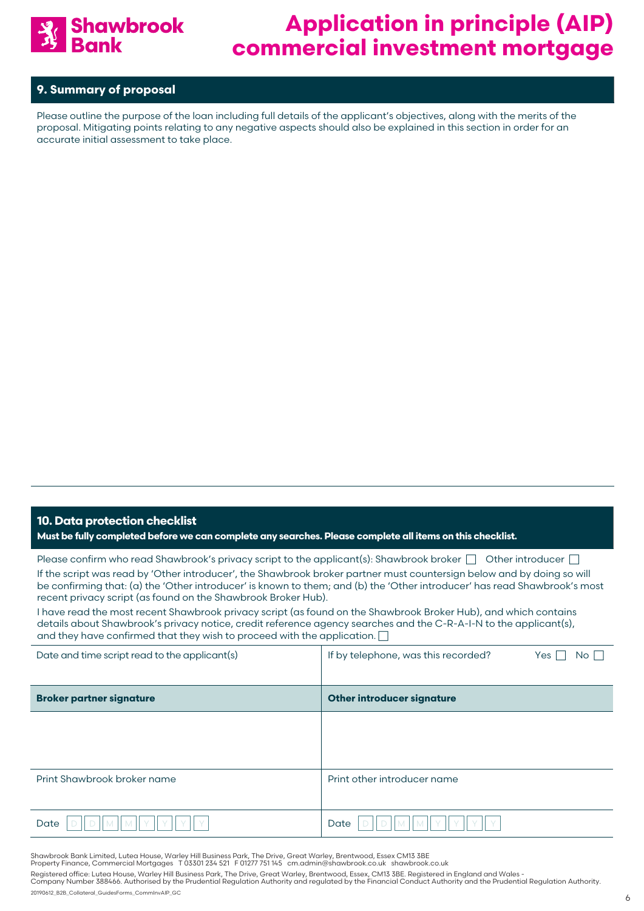## 9. Summary of proposal

Please outline the purpose of the loan including full details of the applicant's objectives, along with the merits of the proposal. Mitigating points relating to any negative aspects should also be explained in this section in order for an accurate initial assessment to take place.

## 10. Data protection checklist

**Must be fully completed before we can complete any searches. Please complete all items on this checklist.**

Please confirm who read Shawbrook's privacy script to the applicant(s): Shawbrook broker ☐ Other introducer ☐

If the script was read by 'Other introducer', the Shawbrook broker partner must countersign below and by doing so will be confirming that: (a) the 'Other introducer' is known to them; and (b) the 'Other introducer' has read Shawbrook's most recent privacy script (as found on the Shawbrook Broker Hub).

I have read the most recent Shawbrook privacy script (as found on the Shawbrook Broker Hub), and which contains details about Shawbrook's privacy notice, credit reference agency searches and the C-R-A-I-N to the applicant(s), and they have confirmed that they wish to proceed with the application. ☐

| | |
|---|---|
| Date and time script read to the applicant(s) | If by telephone, was this recorded? Yes ☐ No ☐ |
| **Broker partner signature** | **Other introducer signature** |
| | |
| Print Shawbrook broker name | Print other introducer name |
| Date D D M M Y Y Y Y | Date D D M M Y Y Y Y |

Shawbrook Bank Limited, Lutea House, Warley Hill Business Park, The Drive, Great Warley, Brentwood, Essex CM13 3BE
Property Finance, Commercial Mortgages T 03301 234 521 F 01277 751 145 cm.admin@shawbrook.co.uk shawbrook.co.uk

Registered office: Lutea House, Warley Hill Business Park, The Drive, Great Warley, Brentwood, Essex, CM13 3BE. Registered in England and Wales - Company Number 388466. Authorised by the Prudential Regulation Authority and regulated by the Financial Conduct Authority and the Prudential Regulation Authority.

20190612_B2B_Collateral_GuidesForms_CommInvAIP_GC